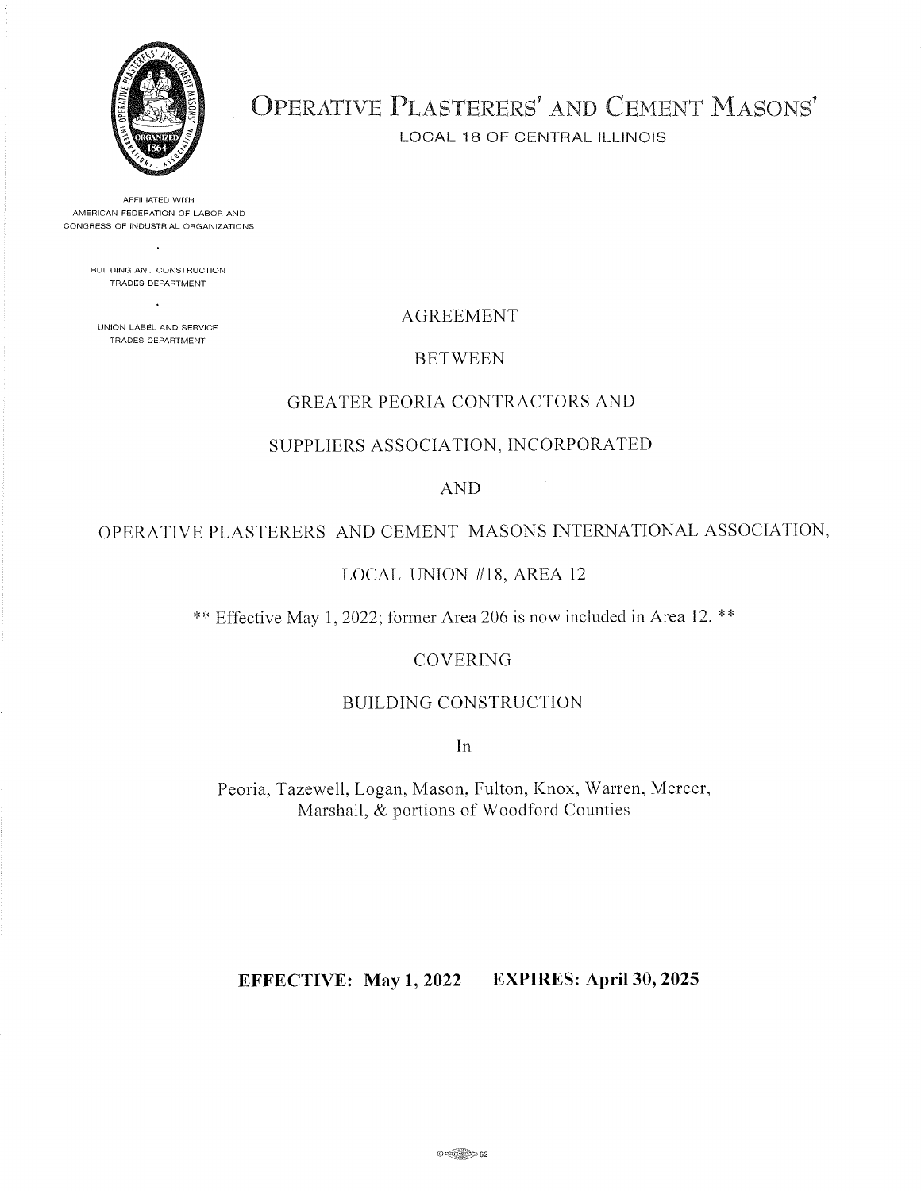# OPERATIVE PLASTERERS' AND CEMENT MASONS'

LOCAL 18 OF CENTRAL ILLINOIS

AFFILIATED WITH
AMERICAN FEDERATION OF LABOR AND
CONGRESS OF INDUSTRIAL ORGANIZATIONS

BUILDING AND CONSTRUCTION
TRADES DEPARTMENT

UNION LABEL AND SERVICE
TRADES DEPARTMENT

AGREEMENT

BETWEEN

GREATER PEORIA CONTRACTORS AND

SUPPLIERS ASSOCIATION, INCORPORATED

AND

OPERATIVE PLASTERERS AND CEMENT MASONS INTERNATIONAL ASSOCIATION,

LOCAL UNION #18, AREA 12

** Effective May 1, 2022; former Area 206 is now included in Area 12. **

COVERING

BUILDING CONSTRUCTION

In

Peoria, Tazewell, Logan, Mason, Fulton, Knox, Warren, Mercer, Marshall, & portions of Woodford Counties

**EFFECTIVE: May 1, 2022    EXPIRES: April 30, 2025**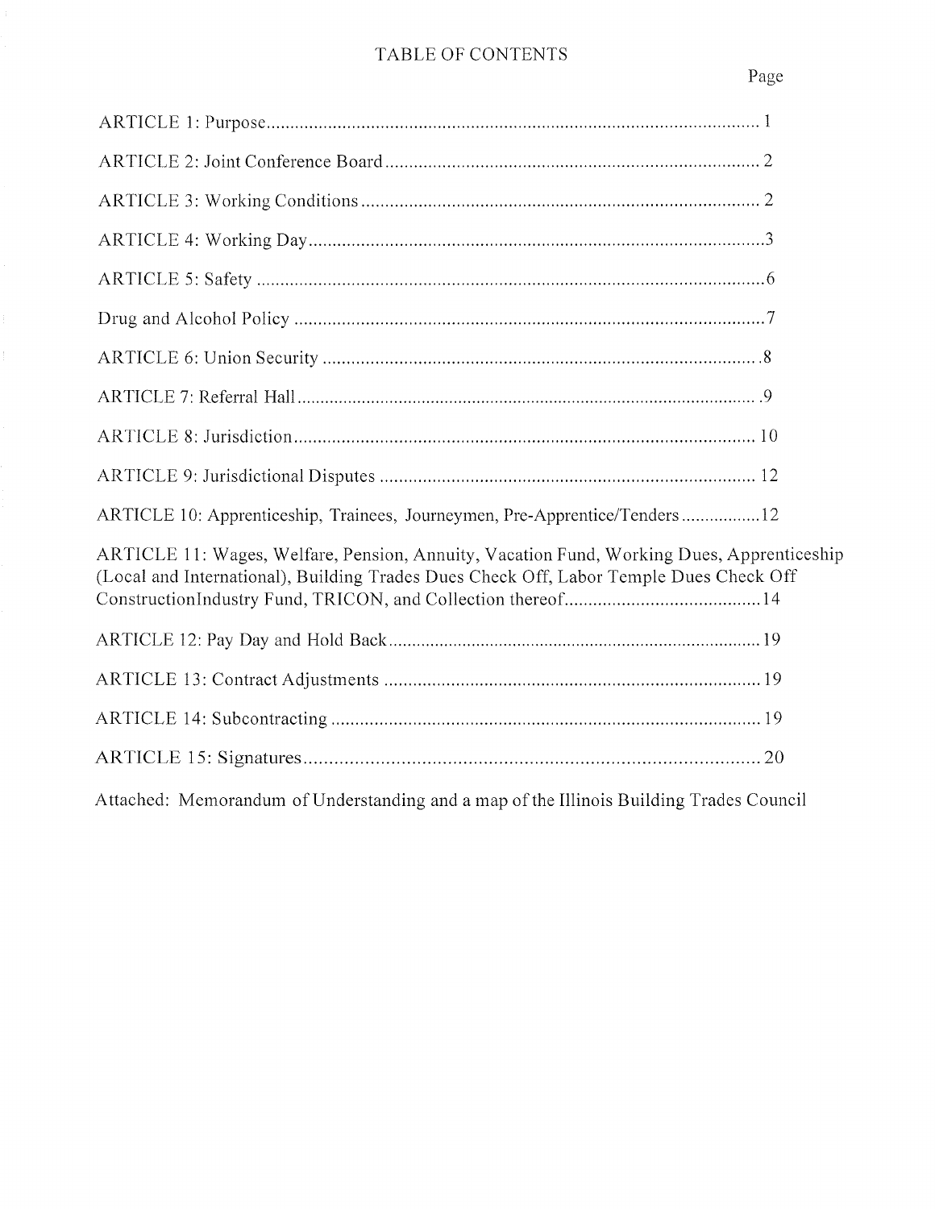# TABLE OF CONTENTS

| | Page |
|---|---|
| ARTICLE 1: Purpose | 1 |
| ARTICLE 2: Joint Conference Board | 2 |
| ARTICLE 3: Working Conditions | 2 |
| ARTICLE 4: Working Day | 3 |
| ARTICLE 5: Safety | 6 |
| Drug and Alcohol Policy | 7 |
| ARTICLE 6: Union Security | 8 |
| ARTICLE 7: Referral Hall | 9 |
| ARTICLE 8: Jurisdiction | 10 |
| ARTICLE 9: Jurisdictional Disputes | 12 |
| ARTICLE 10: Apprenticeship, Trainees, Journeymen, Pre-Apprentice/Tenders | 12 |
| ARTICLE 11: Wages, Welfare, Pension, Annuity, Vacation Fund, Working Dues, Apprenticeship (Local and International), Building Trades Dues Check Off, Labor Temple Dues Check Off ConstructionIndustry Fund, TRICON, and Collection thereof | 14 |
| ARTICLE 12: Pay Day and Hold Back | 19 |
| ARTICLE 13: Contract Adjustments | 19 |
| ARTICLE 14: Subcontracting | 19 |
| ARTICLE 15: Signatures | 20 |

Attached: Memorandum of Understanding and a map of the Illinois Building Trades Council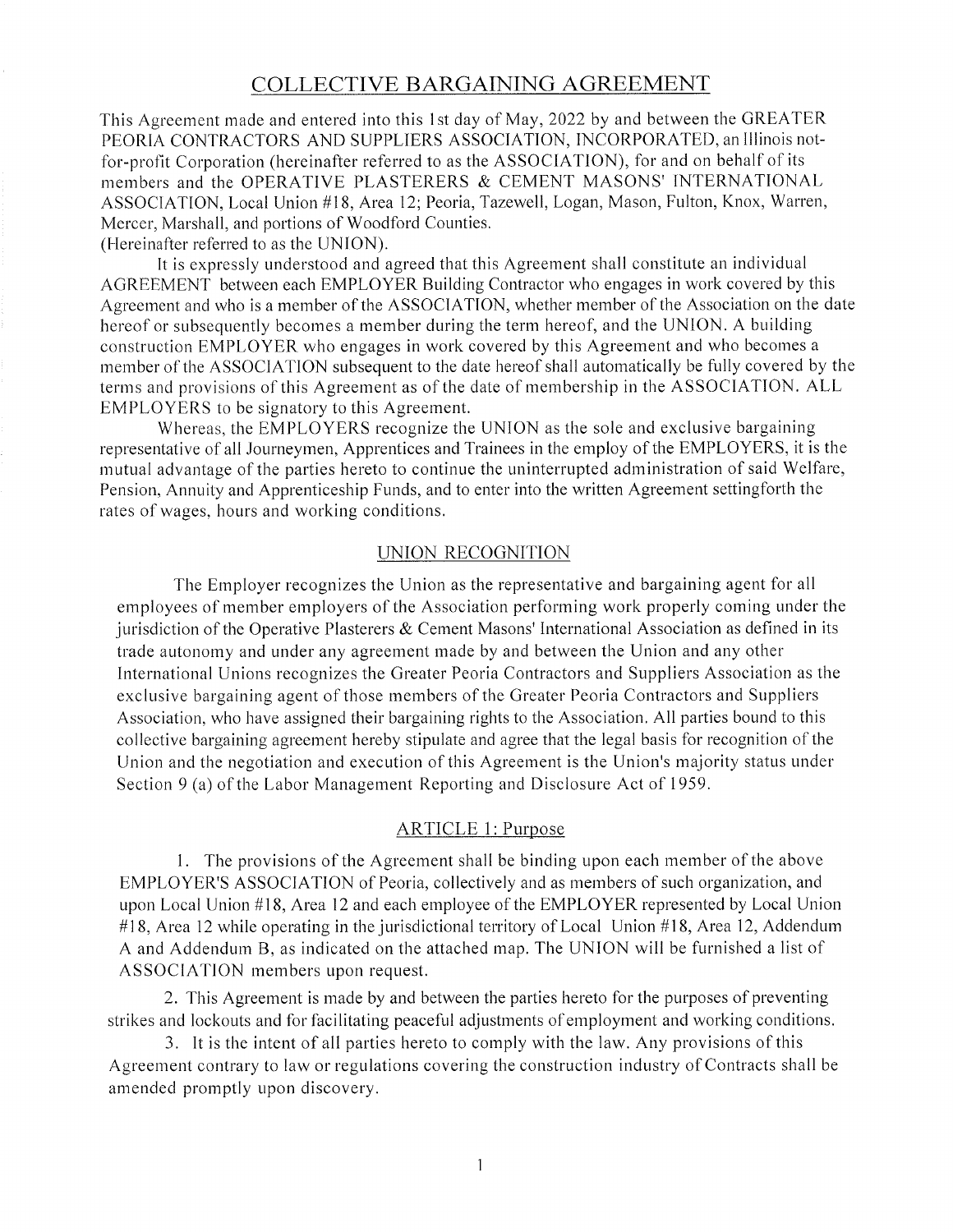# COLLECTIVE BARGAINING AGREEMENT

This Agreement made and entered into this 1st day of May, 2022 by and between the GREATER PEORIA CONTRACTORS AND SUPPLIERS ASSOCIATION, INCORPORATED, an Illinois not-for-profit Corporation (hereinafter referred to as the ASSOCIATION), for and on behalf of its members and the OPERATIVE PLASTERERS & CEMENT MASONS' INTERNATIONAL ASSOCIATION, Local Union #18, Area 12; Peoria, Tazewell, Logan, Mason, Fulton, Knox, Warren, Mercer, Marshall, and portions of Woodford Counties.
(Hereinafter referred to as the UNION).

It is expressly understood and agreed that this Agreement shall constitute an individual AGREEMENT between each EMPLOYER Building Contractor who engages in work covered by this Agreement and who is a member of the ASSOCIATION, whether member of the Association on the date hereof or subsequently becomes a member during the term hereof, and the UNION. A building construction EMPLOYER who engages in work covered by this Agreement and who becomes a member of the ASSOCIATION subsequent to the date hereof shall automatically be fully covered by the terms and provisions of this Agreement as of the date of membership in the ASSOCIATION. ALL EMPLOYERS to be signatory to this Agreement.

Whereas, the EMPLOYERS recognize the UNION as the sole and exclusive bargaining representative of all Journeymen, Apprentices and Trainees in the employ of the EMPLOYERS, it is the mutual advantage of the parties hereto to continue the uninterrupted administration of said Welfare, Pension, Annuity and Apprenticeship Funds, and to enter into the written Agreement settingforth the rates of wages, hours and working conditions.

## UNION RECOGNITION

The Employer recognizes the Union as the representative and bargaining agent for all employees of member employers of the Association performing work properly coming under the jurisdiction of the Operative Plasterers & Cement Masons' International Association as defined in its trade autonomy and under any agreement made by and between the Union and any other International Unions recognizes the Greater Peoria Contractors and Suppliers Association as the exclusive bargaining agent of those members of the Greater Peoria Contractors and Suppliers Association, who have assigned their bargaining rights to the Association. All parties bound to this collective bargaining agreement hereby stipulate and agree that the legal basis for recognition of the Union and the negotiation and execution of this Agreement is the Union's majority status under Section 9 (a) of the Labor Management Reporting and Disclosure Act of 1959.

## ARTICLE 1: Purpose

1. The provisions of the Agreement shall be binding upon each member of the above EMPLOYER'S ASSOCIATION of Peoria, collectively and as members of such organization, and upon Local Union #18, Area 12 and each employee of the EMPLOYER represented by Local Union #18, Area 12 while operating in the jurisdictional territory of Local Union #18, Area 12, Addendum A and Addendum B, as indicated on the attached map. The UNION will be furnished a list of ASSOCIATION members upon request.

2. This Agreement is made by and between the parties hereto for the purposes of preventing strikes and lockouts and for facilitating peaceful adjustments of employment and working conditions.

3. It is the intent of all parties hereto to comply with the law. Any provisions of this Agreement contrary to law or regulations covering the construction industry of Contracts shall be amended promptly upon discovery.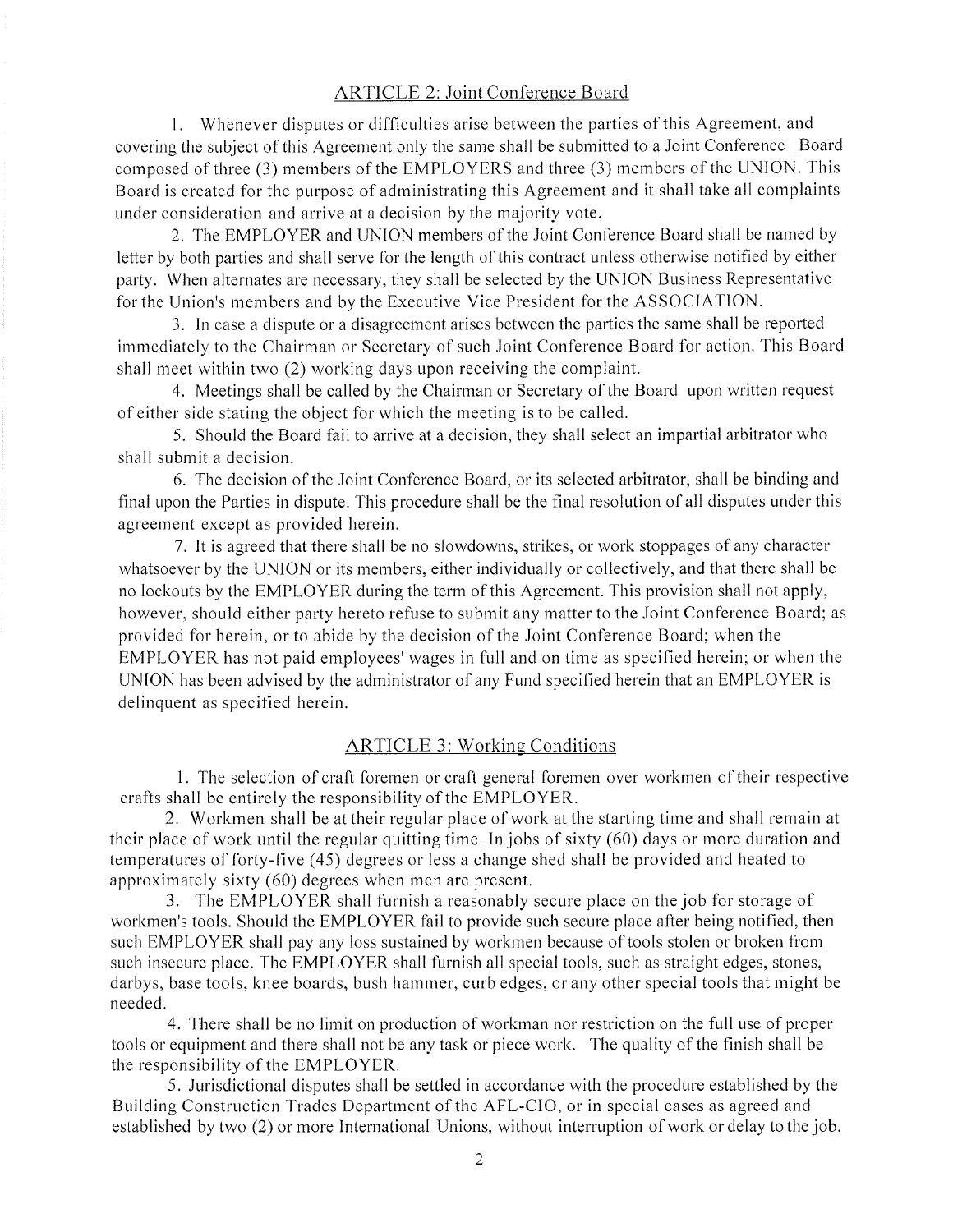## ARTICLE 2: Joint Conference Board

1. Whenever disputes or difficulties arise between the parties of this Agreement, and covering the subject of this Agreement only the same shall be submitted to a Joint Conference _Board composed of three (3) members of the EMPLOYERS and three (3) members of the UNION. This Board is created for the purpose of administrating this Agreement and it shall take all complaints under consideration and arrive at a decision by the majority vote.

2. The EMPLOYER and UNION members of the Joint Conference Board shall be named by letter by both parties and shall serve for the length of this contract unless otherwise notified by either party. When alternates are necessary, they shall be selected by the UNION Business Representative for the Union's members and by the Executive Vice President for the ASSOCIATION.

3. In case a dispute or a disagreement arises between the parties the same shall be reported immediately to the Chairman or Secretary of such Joint Conference Board for action. This Board shall meet within two (2) working days upon receiving the complaint.

4. Meetings shall be called by the Chairman or Secretary of the Board upon written request of either side stating the object for which the meeting is to be called.

5. Should the Board fail to arrive at a decision, they shall select an impartial arbitrator who shall submit a decision.

6. The decision of the Joint Conference Board, or its selected arbitrator, shall be binding and final upon the Parties in dispute. This procedure shall be the final resolution of all disputes under this agreement except as provided herein.

7. It is agreed that there shall be no slowdowns, strikes, or work stoppages of any character whatsoever by the UNION or its members, either individually or collectively, and that there shall be no lockouts by the EMPLOYER during the term of this Agreement. This provision shall not apply, however, should either party hereto refuse to submit any matter to the Joint Conference Board; as provided for herein, or to abide by the decision of the Joint Conference Board; when the EMPLOYER has not paid employees' wages in full and on time as specified herein; or when the UNION has been advised by the administrator of any Fund specified herein that an EMPLOYER is delinquent as specified herein.

## ARTICLE 3: Working Conditions

1. The selection of craft foremen or craft general foremen over workmen of their respective crafts shall be entirely the responsibility of the EMPLOYER.

2. Workmen shall be at their regular place of work at the starting time and shall remain at their place of work until the regular quitting time. In jobs of sixty (60) days or more duration and temperatures of forty-five (45) degrees or less a change shed shall be provided and heated to approximately sixty (60) degrees when men are present.

3. The EMPLOYER shall furnish a reasonably secure place on the job for storage of workmen's tools. Should the EMPLOYER fail to provide such secure place after being notified, then such EMPLOYER shall pay any loss sustained by workmen because of tools stolen or broken from such insecure place. The EMPLOYER shall furnish all special tools, such as straight edges, stones, darbys, base tools, knee boards, bush hammer, curb edges, or any other special tools that might be needed.

4. There shall be no limit on production of workman nor restriction on the full use of proper tools or equipment and there shall not be any task or piece work. The quality of the finish shall be the responsibility of the EMPLOYER.

5. Jurisdictional disputes shall be settled in accordance with the procedure established by the Building Construction Trades Department of the AFL-CIO, or in special cases as agreed and established by two (2) or more International Unions, without interruption of work or delay to the job.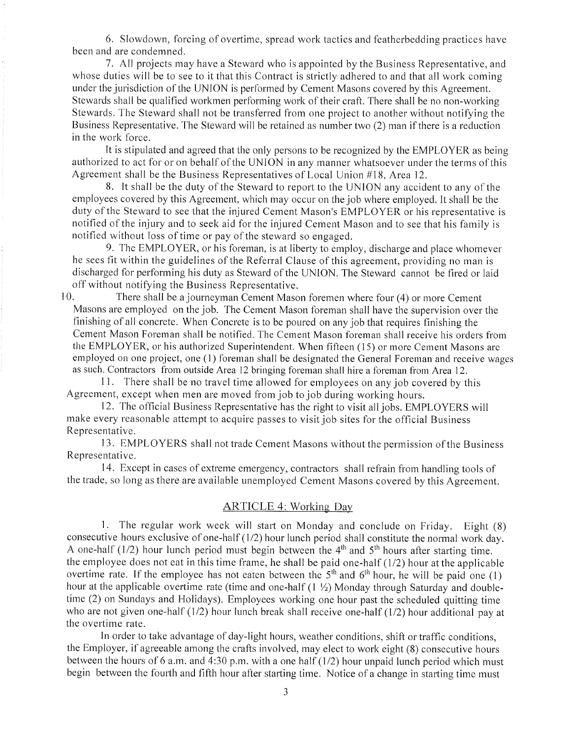6. Slowdown, forcing of overtime, spread work tactics and featherbedding practices have been and are condemned.

7. All projects may have a Steward who is appointed by the Business Representative, and whose duties will be to see to it that this Contract is strictly adhered to and that all work coming under the jurisdiction of the UNION is performed by Cement Masons covered by this Agreement. Stewards shall be qualified workmen performing work of their craft. There shall be no non-working Stewards. The Steward shall not be transferred from one project to another without notifying the Business Representative. The Steward will be retained as number two (2) man if there is a reduction in the work force.

It is stipulated and agreed that the only persons to be recognized by the EMPLOYER as being authorized to act for or on behalf of the UNION in any manner whatsoever under the terms of this Agreement shall be the Business Representatives of Local Union #18, Area 12.

8. It shall be the duty of the Steward to report to the UNION any accident to any of the employees covered by this Agreement, which may occur on the job where employed. It shall be the duty of the Steward to see that the injured Cement Mason's EMPLOYER or his representative is notified of the injury and to seek aid for the injured Cement Mason and to see that his family is notified without loss of time or pay of the steward so engaged.

9. The EMPLOYER, or his foreman, is at liberty to employ, discharge and place whomever he sees fit within the guidelines of the Referral Clause of this agreement, providing no man is discharged for performing his duty as Steward of the UNION. The Steward cannot be fired or laid off without notifying the Business Representative.

10. There shall be a journeyman Cement Mason foremen where four (4) or more Cement Masons are employed on the job. The Cement Mason foreman shall have the supervision over the finishing of all concrete. When Concrete is to be poured on any job that requires finishing the Cement Mason Foreman shall be notified. The Cement Mason foreman shall receive his orders from the EMPLOYER, or his authorized Superintendent. When fifteen (15) or more Cement Masons are employed on one project, one (1) foreman shall be designated the General Foreman and receive wages as such. Contractors from outside Area 12 bringing foreman shall hire a foreman from Area 12.

11. There shall be no travel time allowed for employees on any job covered by this Agreement, except when men are moved from job to job during working hours.

12. The official Business Representative has the right to visit all jobs. EMPLOYERS will make every reasonable attempt to acquire passes to visit job sites for the official Business Representative.

13. EMPLOYERS shall not trade Cement Masons without the permission of the Business Representative.

14. Except in cases of extreme emergency, contractors shall refrain from handling tools of the trade, so long as there are available unemployed Cement Masons covered by this Agreement.

## ARTICLE 4: Working Day

1. The regular work week will start on Monday and conclude on Friday. Eight (8) consecutive hours exclusive of one-half (1/2) hour lunch period shall constitute the normal work day. A one-half (1/2) hour lunch period must begin between the 4th and 5th hours after starting time. the employee does not eat in this time frame, he shall be paid one-half (1/2) hour at the applicable overtime rate. If the employee has not eaten between the 5th and 6th hour, he will be paid one (1) hour at the applicable overtime rate (time and one-half (1 ½) Monday through Saturday and double-time (2) on Sundays and Holidays). Employees working one hour past the scheduled quitting time who are not given one-half (1/2) hour lunch break shall receive one-half (1/2) hour additional pay at the overtime rate.

In order to take advantage of day-light hours, weather conditions, shift or traffic conditions, the Employer, if agreeable among the crafts involved, may elect to work eight (8) consecutive hours between the hours of 6 a.m. and 4:30 p.m. with a one half (1/2) hour unpaid lunch period which must begin between the fourth and fifth hour after starting time. Notice of a change in starting time must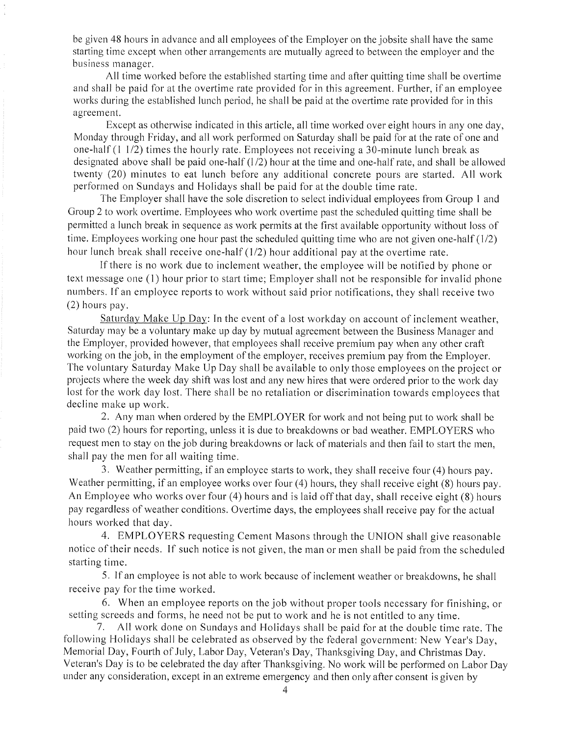be given 48 hours in advance and all employees of the Employer on the jobsite shall have the same starting time except when other arrangements are mutually agreed to between the employer and the business manager.

All time worked before the established starting time and after quitting time shall be overtime and shall be paid for at the overtime rate provided for in this agreement. Further, if an employee works during the established lunch period, he shall be paid at the overtime rate provided for in this agreement.

Except as otherwise indicated in this article, all time worked over eight hours in any one day, Monday through Friday, and all work performed on Saturday shall be paid for at the rate of one and one-half (1 1/2) times the hourly rate. Employees not receiving a 30-minute lunch break as designated above shall be paid one-half (1/2) hour at the time and one-half rate, and shall be allowed twenty (20) minutes to eat lunch before any additional concrete pours are started. All work performed on Sundays and Holidays shall be paid for at the double time rate.

The Employer shall have the sole discretion to select individual employees from Group 1 and Group 2 to work overtime. Employees who work overtime past the scheduled quitting time shall be permitted a lunch break in sequence as work permits at the first available opportunity without loss of time. Employees working one hour past the scheduled quitting time who are not given one-half (1/2) hour lunch break shall receive one-half (1/2) hour additional pay at the overtime rate.

If there is no work due to inclement weather, the employee will be notified by phone or text message one (1) hour prior to start time; Employer shall not be responsible for invalid phone numbers. If an employee reports to work without said prior notifications, they shall receive two (2) hours pay.

Saturday Make Up Day: In the event of a lost workday on account of inclement weather, Saturday may be a voluntary make up day by mutual agreement between the Business Manager and the Employer, provided however, that employees shall receive premium pay when any other craft working on the job, in the employment of the employer, receives premium pay from the Employer. The voluntary Saturday Make Up Day shall be available to only those employees on the project or projects where the week day shift was lost and any new hires that were ordered prior to the work day lost for the work day lost. There shall be no retaliation or discrimination towards employees that decline make up work.

2. Any man when ordered by the EMPLOYER for work and not being put to work shall be paid two (2) hours for reporting, unless it is due to breakdowns or bad weather. EMPLOYERS who request men to stay on the job during breakdowns or lack of materials and then fail to start the men, shall pay the men for all waiting time.

3. Weather permitting, if an employee starts to work, they shall receive four (4) hours pay. Weather permitting, if an employee works over four (4) hours, they shall receive eight (8) hours pay. An Employee who works over four (4) hours and is laid off that day, shall receive eight (8) hours pay regardless of weather conditions. Overtime days, the employees shall receive pay for the actual hours worked that day.

4. EMPLOYERS requesting Cement Masons through the UNION shall give reasonable notice of their needs. If such notice is not given, the man or men shall be paid from the scheduled starting time.

5. If an employee is not able to work because of inclement weather or breakdowns, he shall receive pay for the time worked.

6. When an employee reports on the job without proper tools necessary for finishing, or setting screeds and forms, he need not be put to work and he is not entitled to any time.

7. All work done on Sundays and Holidays shall be paid for at the double time rate. The following Holidays shall be celebrated as observed by the federal government: New Year's Day, Memorial Day, Fourth of July, Labor Day, Veteran's Day, Thanksgiving Day, and Christmas Day. Veteran's Day is to be celebrated the day after Thanksgiving. No work will be performed on Labor Day under any consideration, except in an extreme emergency and then only after consent is given by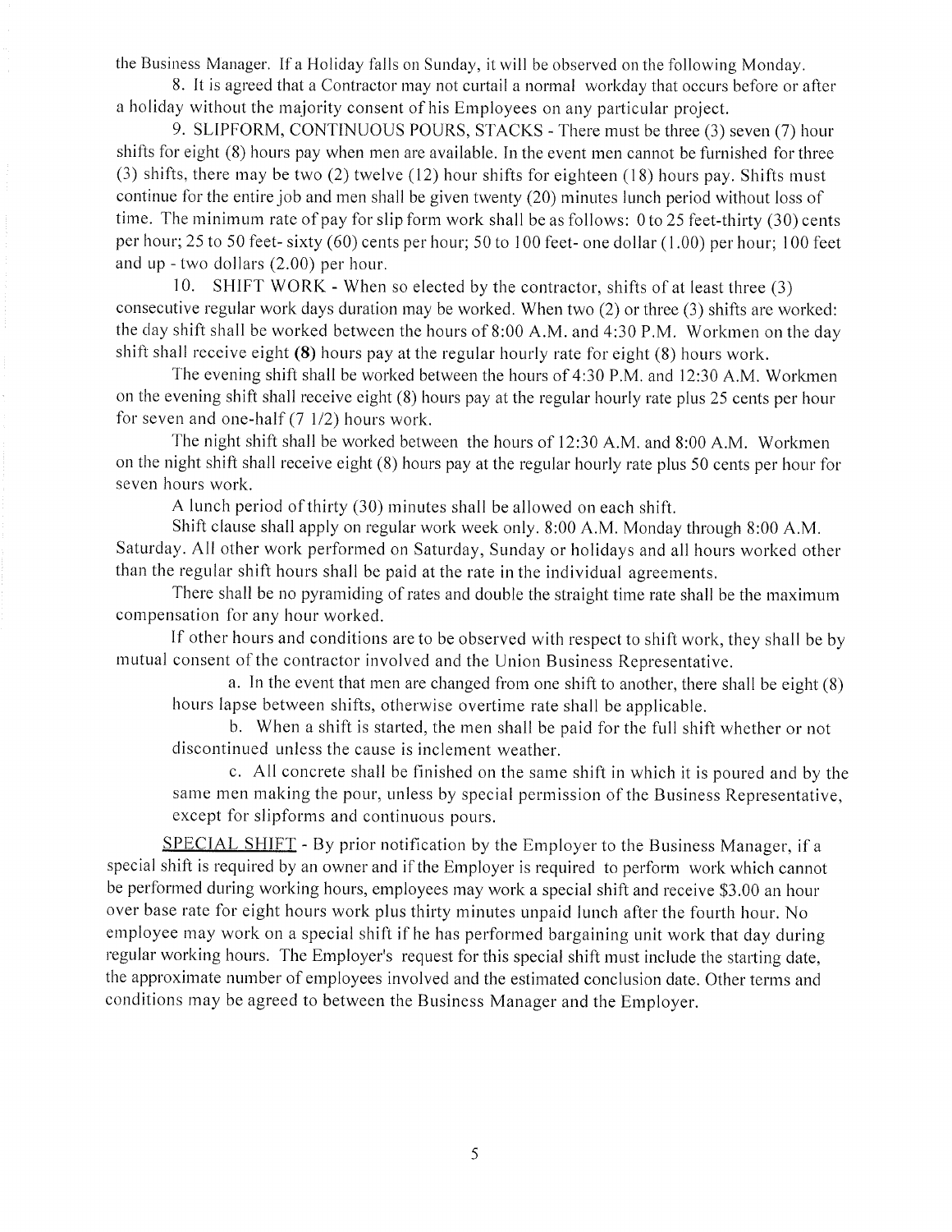the Business Manager. If a Holiday falls on Sunday, it will be observed on the following Monday.

8. It is agreed that a Contractor may not curtail a normal workday that occurs before or after a holiday without the majority consent of his Employees on any particular project.

9. SLIPFORM, CONTINUOUS POURS, STACKS - There must be three (3) seven (7) hour shifts for eight (8) hours pay when men are available. In the event men cannot be furnished for three (3) shifts, there may be two (2) twelve (12) hour shifts for eighteen (18) hours pay. Shifts must continue for the entire job and men shall be given twenty (20) minutes lunch period without loss of time. The minimum rate of pay for slip form work shall be as follows: 0 to 25 feet-thirty (30) cents per hour; 25 to 50 feet- sixty (60) cents per hour; 50 to 100 feet- one dollar (1.00) per hour; 100 feet and up - two dollars (2.00) per hour.

10. SHIFT WORK - When so elected by the contractor, shifts of at least three (3) consecutive regular work days duration may be worked. When two (2) or three (3) shifts are worked: the day shift shall be worked between the hours of 8:00 A.M. and 4:30 P.M. Workmen on the day shift shall receive eight **(8)** hours pay at the regular hourly rate for eight (8) hours work.

The evening shift shall be worked between the hours of 4:30 P.M. and 12:30 A.M. Workmen on the evening shift shall receive eight (8) hours pay at the regular hourly rate plus 25 cents per hour for seven and one-half (7 1/2) hours work.

The night shift shall be worked between the hours of 12:30 A.M. and 8:00 A.M. Workmen on the night shift shall receive eight (8) hours pay at the regular hourly rate plus 50 cents per hour for seven hours work.

A lunch period of thirty (30) minutes shall be allowed on each shift.

Shift clause shall apply on regular work week only. 8:00 A.M. Monday through 8:00 A.M. Saturday. All other work performed on Saturday, Sunday or holidays and all hours worked other than the regular shift hours shall be paid at the rate in the individual agreements.

There shall be no pyramiding of rates and double the straight time rate shall be the maximum compensation for any hour worked.

If other hours and conditions are to be observed with respect to shift work, they shall be by mutual consent of the contractor involved and the Union Business Representative.

a. In the event that men are changed from one shift to another, there shall be eight (8) hours lapse between shifts, otherwise overtime rate shall be applicable.

b. When a shift is started, the men shall be paid for the full shift whether or not discontinued unless the cause is inclement weather.

c. All concrete shall be finished on the same shift in which it is poured and by the same men making the pour, unless by special permission of the Business Representative, except for slipforms and continuous pours.

SPECIAL SHIFT - By prior notification by the Employer to the Business Manager, if a special shift is required by an owner and if the Employer is required to perform work which cannot be performed during working hours, employees may work a special shift and receive $3.00 an hour over base rate for eight hours work plus thirty minutes unpaid lunch after the fourth hour. No employee may work on a special shift if he has performed bargaining unit work that day during regular working hours. The Employer's request for this special shift must include the starting date, the approximate number of employees involved and the estimated conclusion date. Other terms and conditions may be agreed to between the Business Manager and the Employer.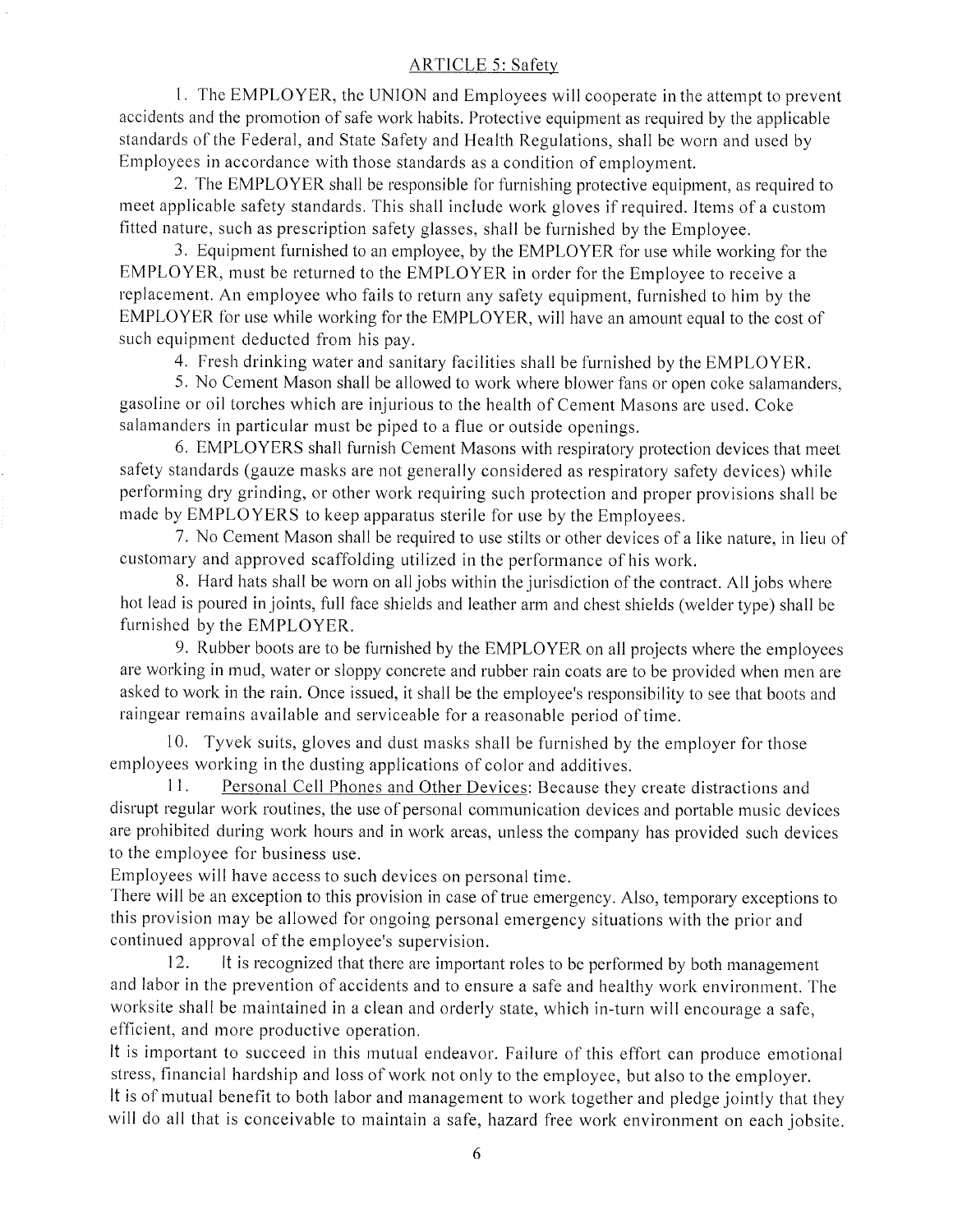## ARTICLE 5: Safety

1. The EMPLOYER, the UNION and Employees will cooperate in the attempt to prevent accidents and the promotion of safe work habits. Protective equipment as required by the applicable standards of the Federal, and State Safety and Health Regulations, shall be worn and used by Employees in accordance with those standards as a condition of employment.

2. The EMPLOYER shall be responsible for furnishing protective equipment, as required to meet applicable safety standards. This shall include work gloves if required. Items of a custom fitted nature, such as prescription safety glasses, shall be furnished by the Employee.

3. Equipment furnished to an employee, by the EMPLOYER for use while working for the EMPLOYER, must be returned to the EMPLOYER in order for the Employee to receive a replacement. An employee who fails to return any safety equipment, furnished to him by the EMPLOYER for use while working for the EMPLOYER, will have an amount equal to the cost of such equipment deducted from his pay.

4. Fresh drinking water and sanitary facilities shall be furnished by the EMPLOYER.

5. No Cement Mason shall be allowed to work where blower fans or open coke salamanders, gasoline or oil torches which are injurious to the health of Cement Masons are used. Coke salamanders in particular must be piped to a flue or outside openings.

6. EMPLOYERS shall furnish Cement Masons with respiratory protection devices that meet safety standards (gauze masks are not generally considered as respiratory safety devices) while performing dry grinding, or other work requiring such protection and proper provisions shall be made by EMPLOYERS to keep apparatus sterile for use by the Employees.

7. No Cement Mason shall be required to use stilts or other devices of a like nature, in lieu of customary and approved scaffolding utilized in the performance of his work.

8. Hard hats shall be worn on all jobs within the jurisdiction of the contract. All jobs where hot lead is poured in joints, full face shields and leather arm and chest shields (welder type) shall be furnished by the EMPLOYER.

9. Rubber boots are to be furnished by the EMPLOYER on all projects where the employees are working in mud, water or sloppy concrete and rubber rain coats are to be provided when men are asked to work in the rain. Once issued, it shall be the employee's responsibility to see that boots and raingear remains available and serviceable for a reasonable period of time.

10. Tyvek suits, gloves and dust masks shall be furnished by the employer for those employees working in the dusting applications of color and additives.

11. <u>Personal Cell Phones and Other Devices</u>: Because they create distractions and disrupt regular work routines, the use of personal communication devices and portable music devices are prohibited during work hours and in work areas, unless the company has provided such devices to the employee for business use.

Employees will have access to such devices on personal time.

There will be an exception to this provision in case of true emergency. Also, temporary exceptions to this provision may be allowed for ongoing personal emergency situations with the prior and continued approval of the employee's supervision.

12. It is recognized that there are important roles to be performed by both management and labor in the prevention of accidents and to ensure a safe and healthy work environment. The worksite shall be maintained in a clean and orderly state, which in-turn will encourage a safe, efficient, and more productive operation.

It is important to succeed in this mutual endeavor. Failure of this effort can produce emotional stress, financial hardship and loss of work not only to the employee, but also to the employer.

It is of mutual benefit to both labor and management to work together and pledge jointly that they will do all that is conceivable to maintain a safe, hazard free work environment on each jobsite.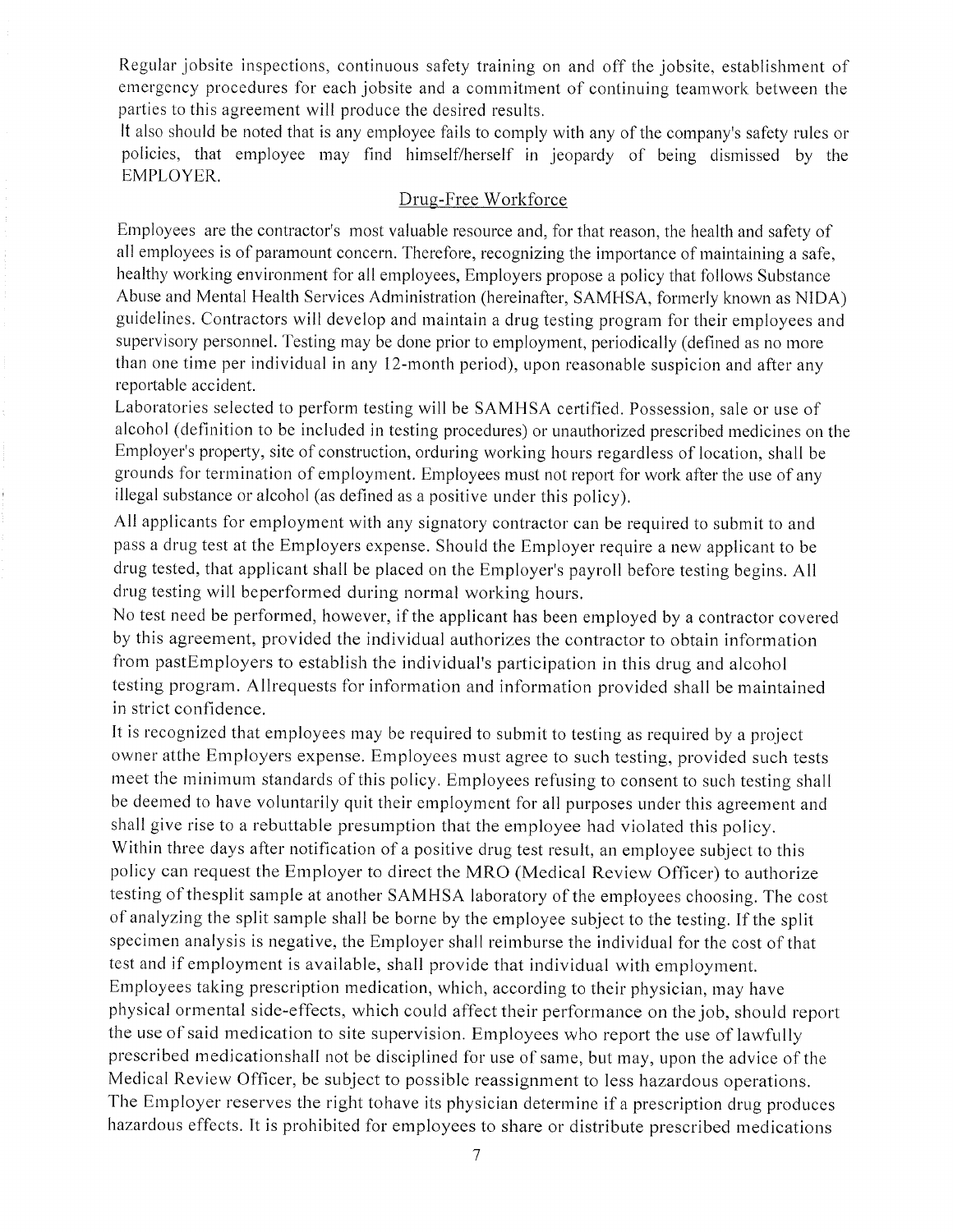Regular jobsite inspections, continuous safety training on and off the jobsite, establishment of emergency procedures for each jobsite and a commitment of continuing teamwork between the parties to this agreement will produce the desired results.

It also should be noted that is any employee fails to comply with any of the company's safety rules or policies, that employee may find himself/herself in jeopardy of being dismissed by the EMPLOYER.

## Drug-Free Workforce

Employees are the contractor's most valuable resource and, for that reason, the health and safety of all employees is of paramount concern. Therefore, recognizing the importance of maintaining a safe, healthy working environment for all employees, Employers propose a policy that follows Substance Abuse and Mental Health Services Administration (hereinafter, SAMHSA, formerly known as NIDA) guidelines. Contractors will develop and maintain a drug testing program for their employees and supervisory personnel. Testing may be done prior to employment, periodically (defined as no more than one time per individual in any 12-month period), upon reasonable suspicion and after any reportable accident.

Laboratories selected to perform testing will be SAMHSA certified. Possession, sale or use of alcohol (definition to be included in testing procedures) or unauthorized prescribed medicines on the Employer's property, site of construction, orduring working hours regardless of location, shall be grounds for termination of employment. Employees must not report for work after the use of any illegal substance or alcohol (as defined as a positive under this policy).

All applicants for employment with any signatory contractor can be required to submit to and pass a drug test at the Employers expense. Should the Employer require a new applicant to be drug tested, that applicant shall be placed on the Employer's payroll before testing begins. All drug testing will beperformed during normal working hours.

No test need be performed, however, if the applicant has been employed by a contractor covered by this agreement, provided the individual authorizes the contractor to obtain information from pastEmployers to establish the individual's participation in this drug and alcohol testing program. Allrequests for information and information provided shall be maintained in strict confidence.

It is recognized that employees may be required to submit to testing as required by a project owner atthe Employers expense. Employees must agree to such testing, provided such tests meet the minimum standards of this policy. Employees refusing to consent to such testing shall be deemed to have voluntarily quit their employment for all purposes under this agreement and shall give rise to a rebuttable presumption that the employee had violated this policy.

Within three days after notification of a positive drug test result, an employee subject to this policy can request the Employer to direct the MRO (Medical Review Officer) to authorize testing of thesplit sample at another SAMHSA laboratory of the employees choosing. The cost of analyzing the split sample shall be borne by the employee subject to the testing. If the split specimen analysis is negative, the Employer shall reimburse the individual for the cost of that test and if employment is available, shall provide that individual with employment.

Employees taking prescription medication, which, according to their physician, may have physical ormental side-effects, which could affect their performance on the job, should report the use of said medication to site supervision. Employees who report the use of lawfully prescribed medicationshall not be disciplined for use of same, but may, upon the advice of the Medical Review Officer, be subject to possible reassignment to less hazardous operations. The Employer reserves the right tohave its physician determine if a prescription drug produces hazardous effects. It is prohibited for employees to share or distribute prescribed medications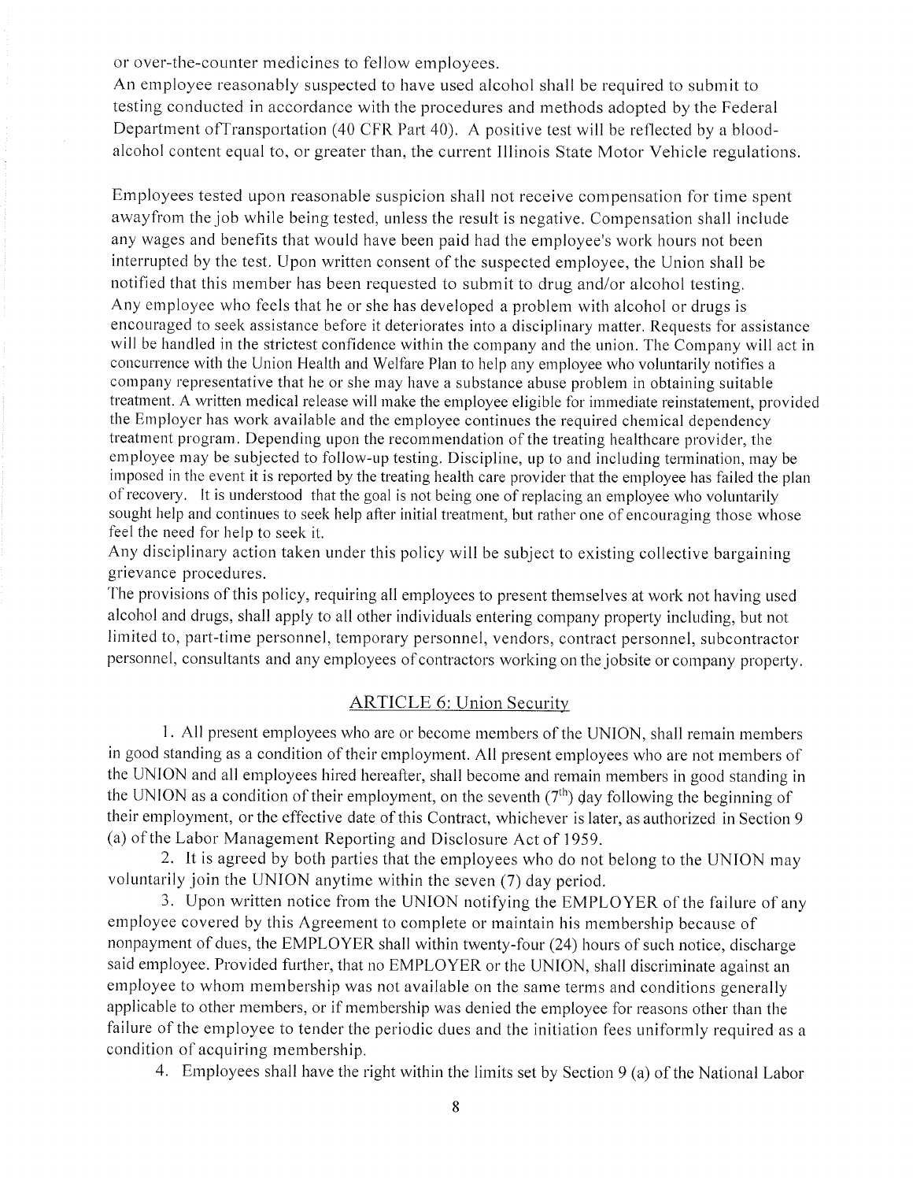or over-the-counter medicines to fellow employees.

An employee reasonably suspected to have used alcohol shall be required to submit to testing conducted in accordance with the procedures and methods adopted by the Federal Department ofTransportation (40 CFR Part 40). A positive test will be reflected by a blood-alcohol content equal to, or greater than, the current Illinois State Motor Vehicle regulations.

Employees tested upon reasonable suspicion shall not receive compensation for time spent awayfrom the job while being tested, unless the result is negative. Compensation shall include any wages and benefits that would have been paid had the employee's work hours not been interrupted by the test. Upon written consent of the suspected employee, the Union shall be notified that this member has been requested to submit to drug and/or alcohol testing.

Any employee who feels that he or she has developed a problem with alcohol or drugs is encouraged to seek assistance before it deteriorates into a disciplinary matter. Requests for assistance will be handled in the strictest confidence within the company and the union. The Company will act in concurrence with the Union Health and Welfare Plan to help any employee who voluntarily notifies a company representative that he or she may have a substance abuse problem in obtaining suitable treatment. A written medical release will make the employee eligible for immediate reinstatement, provided the Employer has work available and the employee continues the required chemical dependency treatment program. Depending upon the recommendation of the treating healthcare provider, the employee may be subjected to follow-up testing. Discipline, up to and including termination, may be imposed in the event it is reported by the treating health care provider that the employee has failed the plan of recovery. It is understood that the goal is not being one of replacing an employee who voluntarily sought help and continues to seek help after initial treatment, but rather one of encouraging those whose feel the need for help to seek it.

Any disciplinary action taken under this policy will be subject to existing collective bargaining grievance procedures.

The provisions of this policy, requiring all employees to present themselves at work not having used alcohol and drugs, shall apply to all other individuals entering company property including, but not limited to, part-time personnel, temporary personnel, vendors, contract personnel, subcontractor personnel, consultants and any employees of contractors working on the jobsite or company property.

## ARTICLE 6: Union Security

1. All present employees who are or become members of the UNION, shall remain members in good standing as a condition of their employment. All present employees who are not members of the UNION and all employees hired hereafter, shall become and remain members in good standing in the UNION as a condition of their employment, on the seventh (7th) day following the beginning of their employment, or the effective date of this Contract, whichever is later, as authorized in Section 9 (a) of the Labor Management Reporting and Disclosure Act of 1959.

2. It is agreed by both parties that the employees who do not belong to the UNION may voluntarily join the UNION anytime within the seven (7) day period.

3. Upon written notice from the UNION notifying the EMPLOYER of the failure of any employee covered by this Agreement to complete or maintain his membership because of nonpayment of dues, the EMPLOYER shall within twenty-four (24) hours of such notice, discharge said employee. Provided further, that no EMPLOYER or the UNION, shall discriminate against an employee to whom membership was not available on the same terms and conditions generally applicable to other members, or if membership was denied the employee for reasons other than the failure of the employee to tender the periodic dues and the initiation fees uniformly required as a condition of acquiring membership.

4. Employees shall have the right within the limits set by Section 9 (a) of the National Labor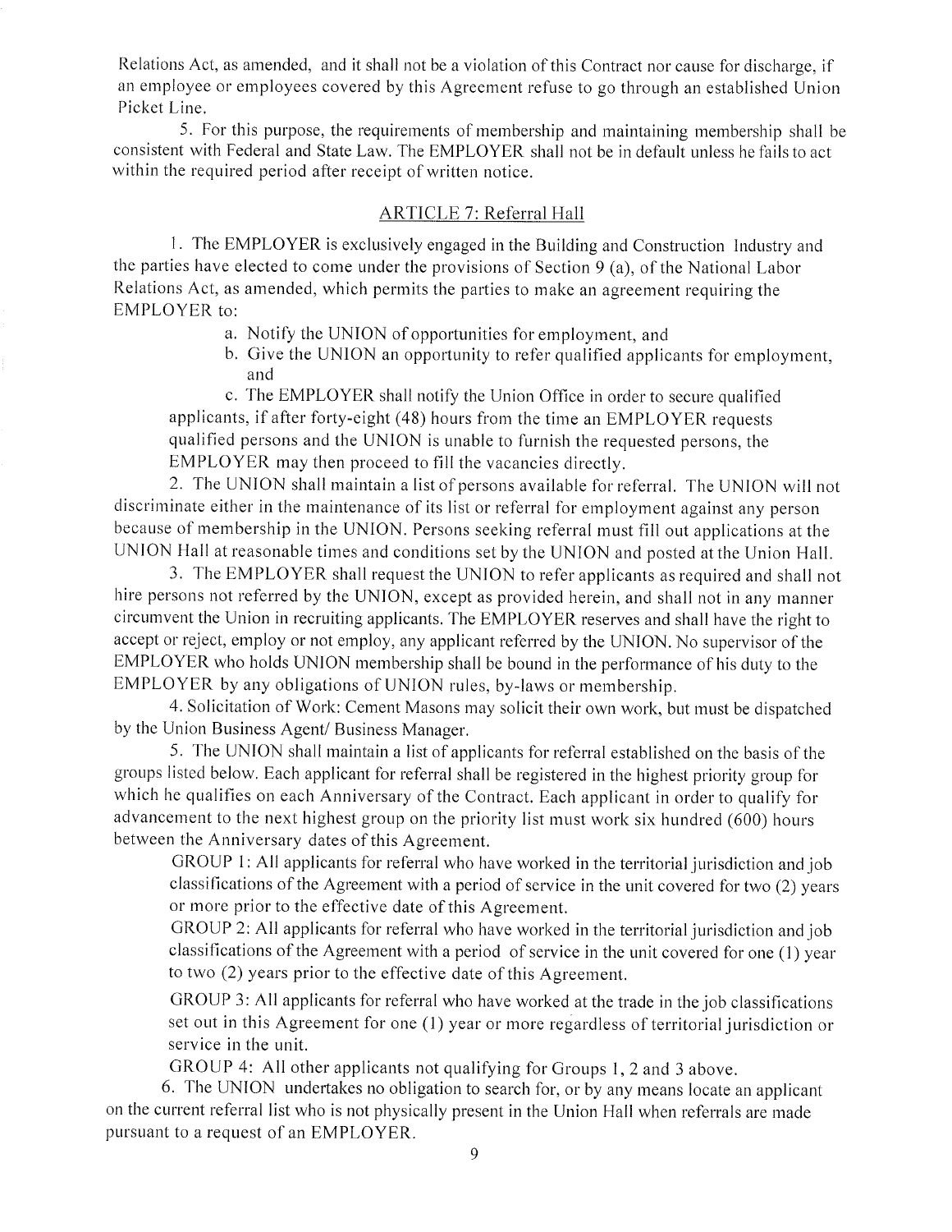Relations Act, as amended, and it shall not be a violation of this Contract nor cause for discharge, if an employee or employees covered by this Agreement refuse to go through an established Union Picket Line.

5. For this purpose, the requirements of membership and maintaining membership shall be consistent with Federal and State Law. The EMPLOYER shall not be in default unless he fails to act within the required period after receipt of written notice.

## ARTICLE 7: Referral Hall

1. The EMPLOYER is exclusively engaged in the Building and Construction Industry and the parties have elected to come under the provisions of Section 9 (a), of the National Labor Relations Act, as amended, which permits the parties to make an agreement requiring the EMPLOYER to:

   a. Notify the UNION of opportunities for employment, and

   b. Give the UNION an opportunity to refer qualified applicants for employment, and

   c. The EMPLOYER shall notify the Union Office in order to secure qualified applicants, if after forty-eight (48) hours from the time an EMPLOYER requests qualified persons and the UNION is unable to furnish the requested persons, the EMPLOYER may then proceed to fill the vacancies directly.

2. The UNION shall maintain a list of persons available for referral. The UNION will not discriminate either in the maintenance of its list or referral for employment against any person because of membership in the UNION. Persons seeking referral must fill out applications at the UNION Hall at reasonable times and conditions set by the UNION and posted at the Union Hall.

3. The EMPLOYER shall request the UNION to refer applicants as required and shall not hire persons not referred by the UNION, except as provided herein, and shall not in any manner circumvent the Union in recruiting applicants. The EMPLOYER reserves and shall have the right to accept or reject, employ or not employ, any applicant referred by the UNION. No supervisor of the EMPLOYER who holds UNION membership shall be bound in the performance of his duty to the EMPLOYER by any obligations of UNION rules, by-laws or membership.

4. Solicitation of Work: Cement Masons may solicit their own work, but must be dispatched by the Union Business Agent/ Business Manager.

5. The UNION shall maintain a list of applicants for referral established on the basis of the groups listed below. Each applicant for referral shall be registered in the highest priority group for which he qualifies on each Anniversary of the Contract. Each applicant in order to qualify for advancement to the next highest group on the priority list must work six hundred (600) hours between the Anniversary dates of this Agreement.

GROUP 1: All applicants for referral who have worked in the territorial jurisdiction and job classifications of the Agreement with a period of service in the unit covered for two (2) years or more prior to the effective date of this Agreement.

GROUP 2: All applicants for referral who have worked in the territorial jurisdiction and job classifications of the Agreement with a period of service in the unit covered for one (1) year to two (2) years prior to the effective date of this Agreement.

GROUP 3: All applicants for referral who have worked at the trade in the job classifications set out in this Agreement for one (1) year or more regardless of territorial jurisdiction or service in the unit.

GROUP 4: All other applicants not qualifying for Groups 1, 2 and 3 above.

6. The UNION undertakes no obligation to search for, or by any means locate an applicant on the current referral list who is not physically present in the Union Hall when referrals are made pursuant to a request of an EMPLOYER.